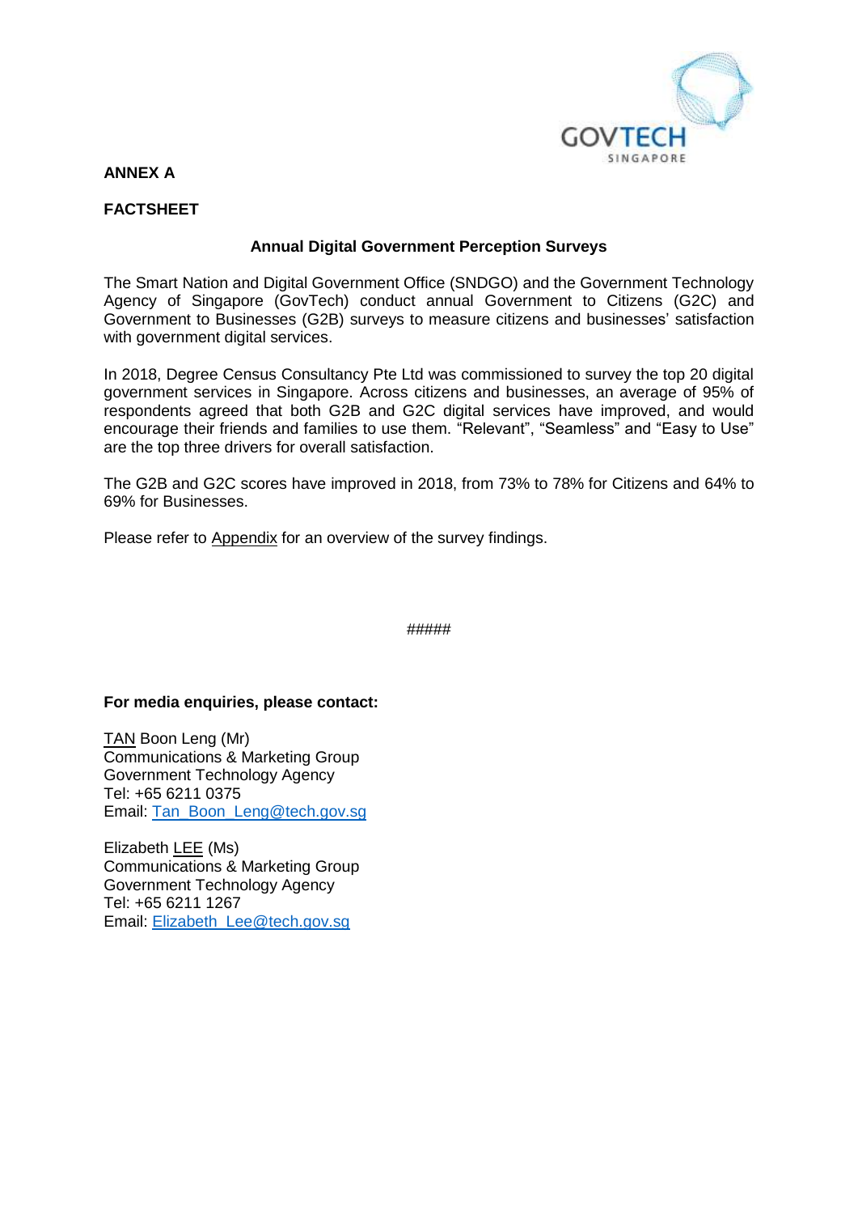**ANNEX A**

**FACTSHEET**

**Annual Digital Government Perception Surveys**

The Smart Nation and Digital Government Office (SNDGO) and the Government Technology Agency of Singapore (GovTech) conduct annual Government to Citizens (G2C) and Government to Businesses (G2B) surveys to measure citizens and businesses' satisfaction with government digital services.

In 2018, Degree Census Consultancy Pte Ltd was commissioned to survey the top 20 digital government services in Singapore. Across citizens and businesses, an average of 95% of respondents agreed that both G2B and G2C digital services have improved, and would encourage their friends and families to use them. "Relevant", "Seamless" and "Easy to Use" are the top three drivers for overall satisfaction.

The G2B and G2C scores have improved in 2018, from 73% to 78% for Citizens and 64% to 69% for Businesses.

Please refer to Appendix for an overview of the survey findings.

#####

**For media enquiries, please contact:**

TAN Boon Leng (Mr)
Communications & Marketing Group
Government Technology Agency
Tel: +65 6211 0375
Email: Tan_Boon_Leng@tech.gov.sg

Elizabeth LEE (Ms)
Communications & Marketing Group
Government Technology Agency
Tel: +65 6211 1267
Email: Elizabeth_Lee@tech.gov.sg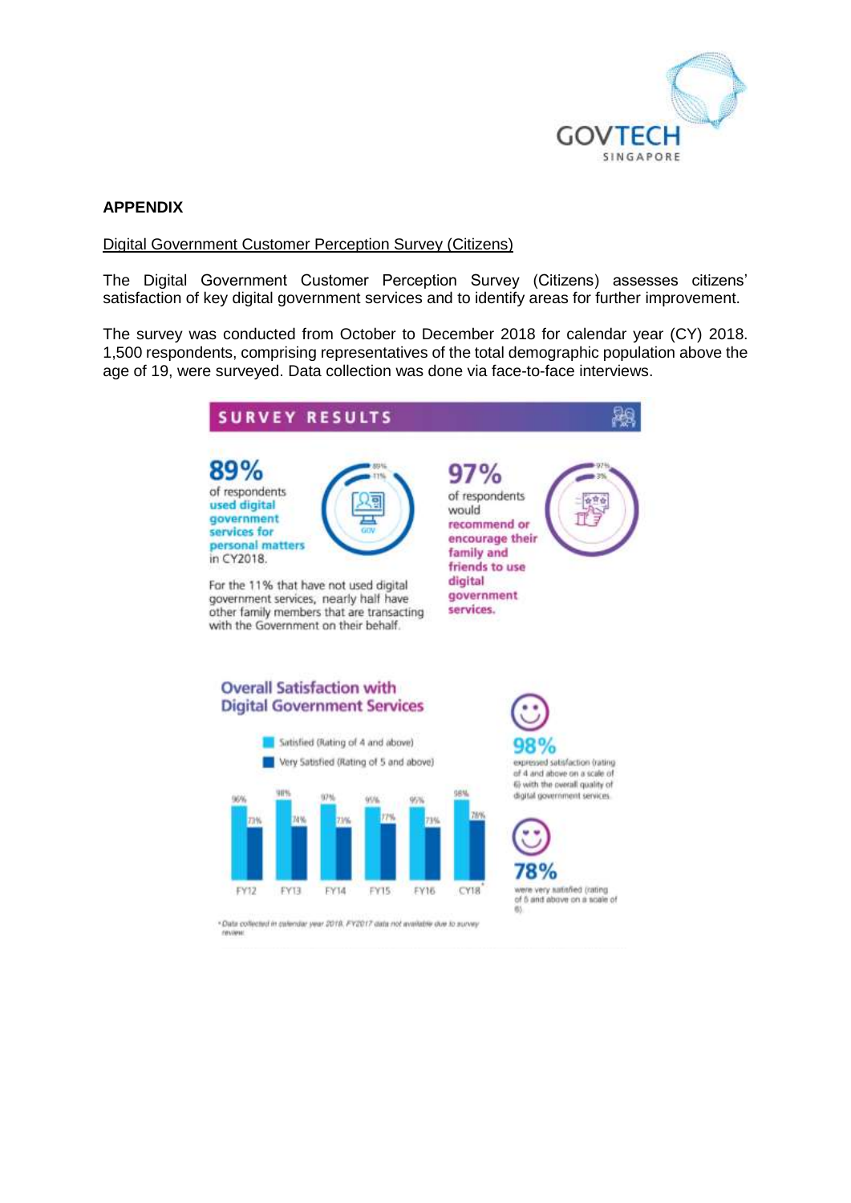## APPENDIX

Digital Government Customer Perception Survey (Citizens)

The Digital Government Customer Perception Survey (Citizens) assesses citizens' satisfaction of key digital government services and to identify areas for further improvement.

The survey was conducted from October to December 2018 for calendar year (CY) 2018. 1,500 respondents, comprising representatives of the total demographic population above the age of 19, were surveyed. Data collection was done via face-to-face interviews.

### SURVEY RESULTS

**89%** of respondents **used digital government services for personal matters** in CY2018.

89% / 11%

For the 11% that have not used digital government services, nearly half have other family members that are transacting with the Government on their behalf.

**97%** of respondents would **recommend or encourage their family and friends to use digital government services.**

97% / 3%

### Overall Satisfaction with Digital Government Services

| | FY12 | FY13 | FY14 | FY15 | FY16 | CY18* |
|---|---|---|---|---|---|---|
| Satisfied (Rating of 4 and above) | 96% | 98% | 97% | 95% | 95% | 98% |
| Very Satisfied (Rating of 5 and above) | 73% | 74% | 73% | 77% | 73% | 78% |

**98%** expressed satisfaction (rating of 4 and above on a scale of 6) with the overall quality of digital government services.

**78%** were very satisfied (rating of 5 and above on a scale of 6).

*Data collected in calendar year 2018. FY2017 data not available due to survey review.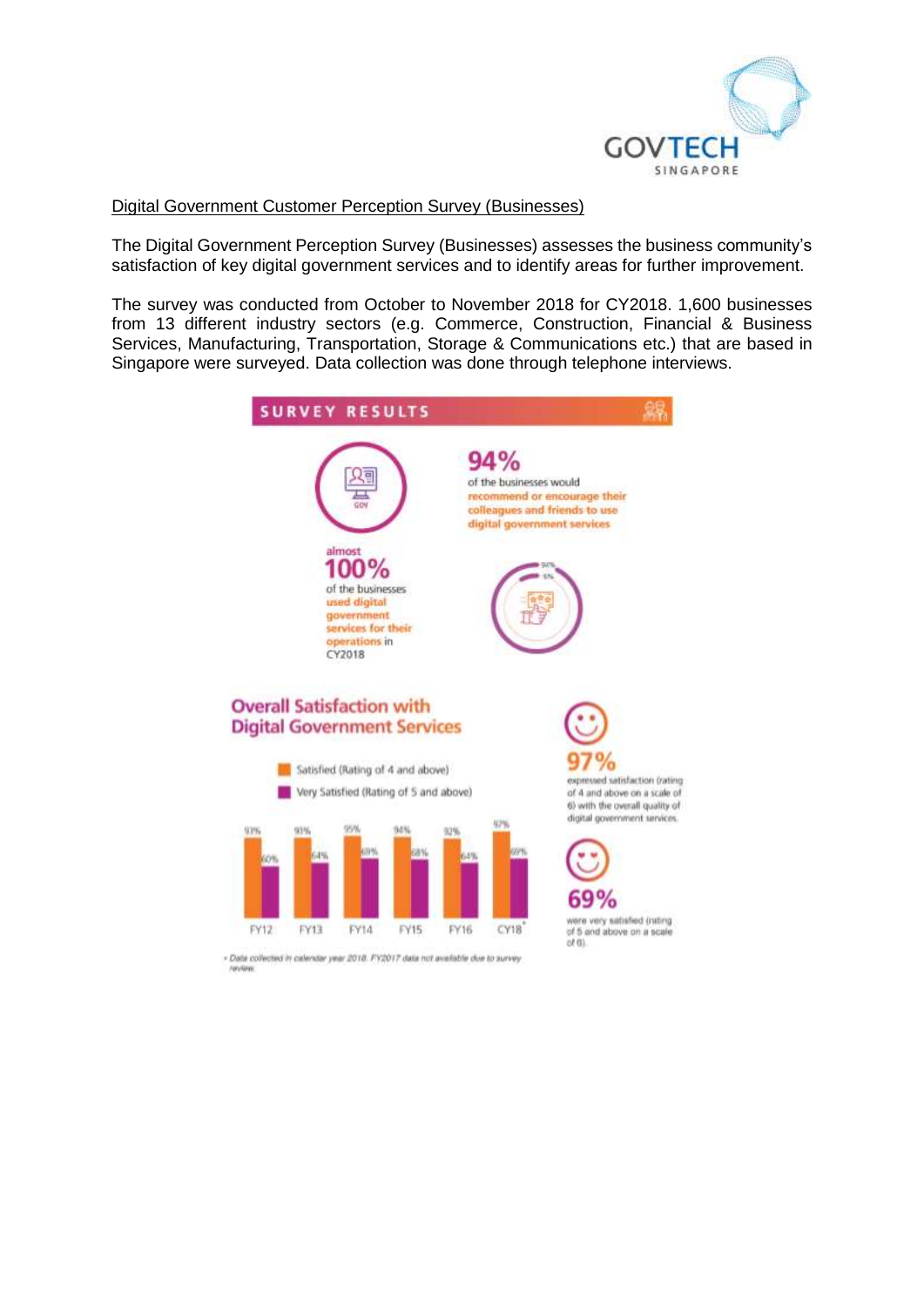Digital Government Customer Perception Survey (Businesses)

The Digital Government Perception Survey (Businesses) assesses the business community's satisfaction of key digital government services and to identify areas for further improvement.

The survey was conducted from October to November 2018 for CY2018. 1,600 businesses from 13 different industry sectors (e.g. Commerce, Construction, Financial & Business Services, Manufacturing, Transportation, Storage & Communications etc.) that are based in Singapore were surveyed. Data collection was done through telephone interviews.

## SURVEY RESULTS

GOV

94%
of the businesses would recommend or encourage their colleagues and friends to use digital government services

almost
100%
of the businesses used digital government services for their operations in CY2018

94%
6%

### Overall Satisfaction with Digital Government Services

Satisfied (Rating of 4 and above)
Very Satisfied (Rating of 5 and above)

93%
60%
FY12

93%
64%
FY13

95%
69%
FY14

94%
68%
FY15

92%
64%
FY16

97%
69%
CY18*

97%
expressed satisfaction (rating of 4 and above on a scale of 6) with the overall quality of digital government services.

69%
were very satisfied (rating of 5 and above on a scale of 6).

* Data collected in calendar year 2018. FY2017 data not available due to survey review.